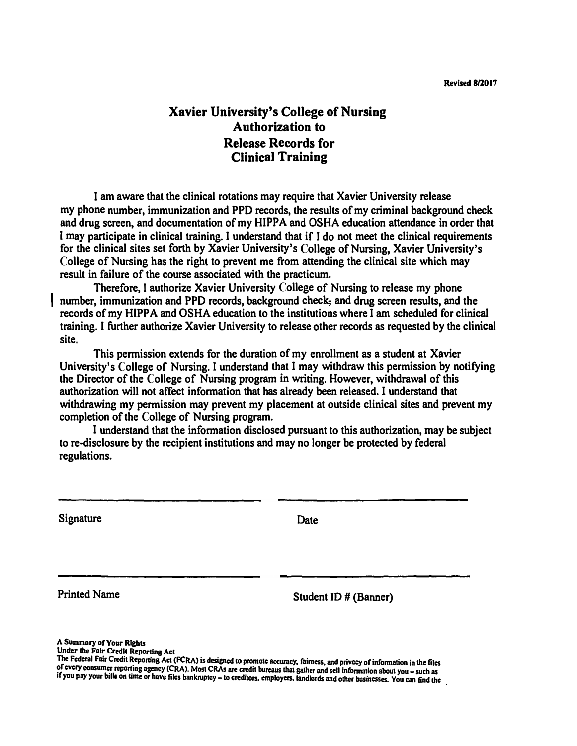Revised 8/2017

# Xavier University's College of Nursing
## Authorization to
## Release Records for
## Clinical Training

I am aware that the clinical rotations may require that Xavier University release my phone number, immunization and PPD records, the results of my criminal background check and drug screen, and documentation of my HIPPA and OSHA education attendance in order that I may participate in clinical training. I understand that if I do not meet the clinical requirements for the clinical sites set forth by Xavier University's College of Nursing, Xavier University's College of Nursing has the right to prevent me from attending the clinical site which may result in failure of the course associated with the practicum.

Therefore, I authorize Xavier University College of Nursing to release my phone number, immunization and PPD records, background check, and drug screen results, and the records of my HIPPA and OSHA education to the institutions where I am scheduled for clinical training. I further authorize Xavier University to release other records as requested by the clinical site.

This permission extends for the duration of my enrollment as a student at Xavier University's College of Nursing. I understand that I may withdraw this permission by notifying the Director of the College of Nursing program in writing. However, withdrawal of this authorization will not affect information that has already been released. I understand that withdrawing my permission may prevent my placement at outside clinical sites and prevent my completion of the College of Nursing program.

I understand that the information disclosed pursuant to this authorization, may be subject to re-disclosure by the recipient institutions and may no longer be protected by federal regulations.

______________________________ ______________________________

Signature Date

______________________________ ______________________________

Printed Name Student ID # (Banner)

**A Summary of Your Rights**
**Under the Fair Credit Reporting Act**
The Federal Fair Credit Reporting Act (FCRA) is designed to promote accuracy, fairness, and privacy of information in the files of every consumer reporting agency (CRA). Most CRAs are credit bureaus that gather and sell information about you – such as if you pay your bills on time or have files bankruptcy – to creditors, employers, landlords and other businesses. You can find the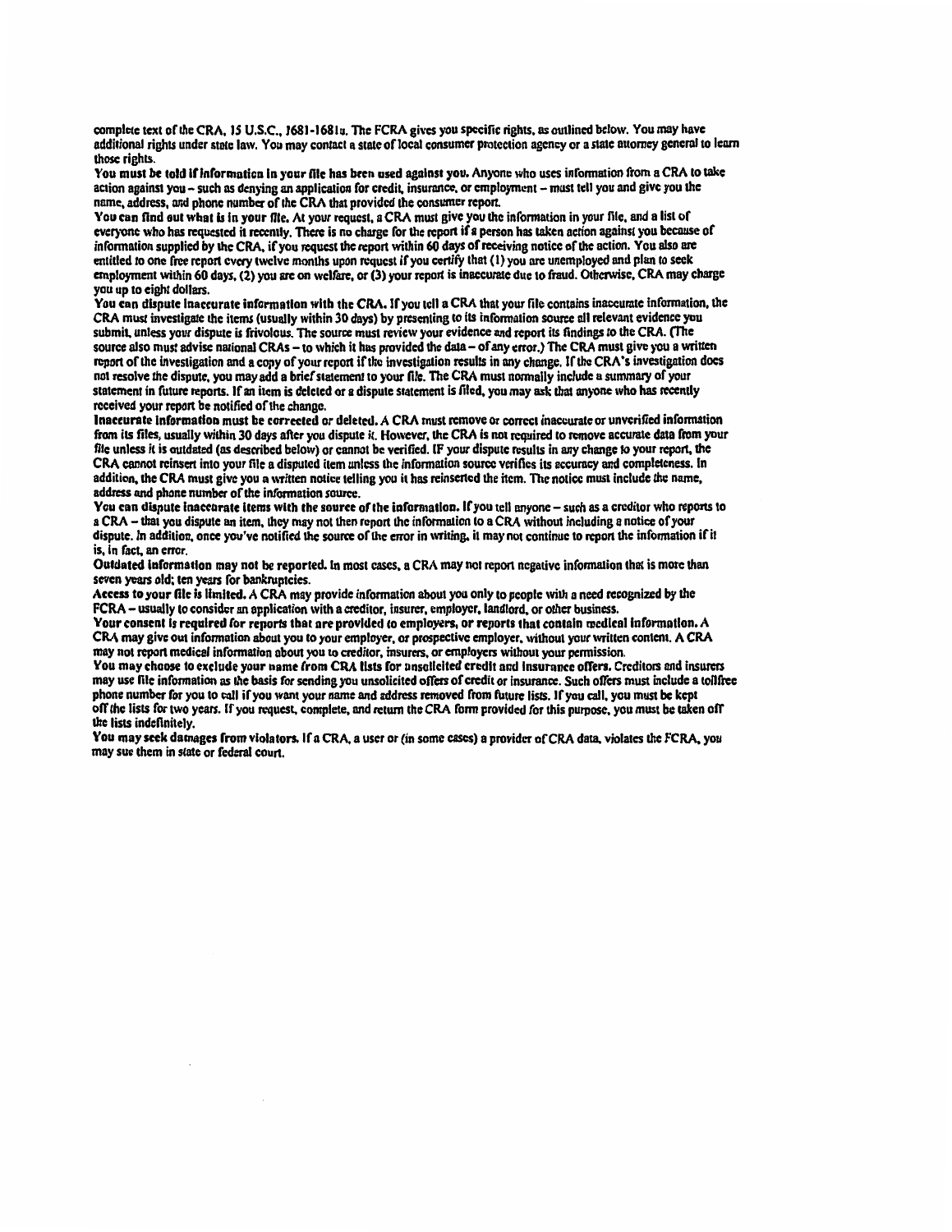complete text of the CRA, 15 U.S.C., 1681-1681u. The FCRA gives you specific rights, as outlined below. You may have additional rights under state law. You may contact a state of local consumer protection agency or a state attorney general to learn those rights.

**You must be told if information in your file has been used against you.** Anyone who uses information from a CRA to take action against you – such as denying an application for credit, insurance, or employment – must tell you and give you the name, address, and phone number of the CRA that provided the consumer report.

**You can find out what is in your file.** At your request, a CRA must give you the information in your file, and a list of everyone who has requested it recently. There is no charge for the report if a person has taken action against you because of information supplied by the CRA, if you request the report within 60 days of receiving notice of the action. You also are entitled to one free report every twelve months upon request if you certify that (1) you are unemployed and plan to seek employment within 60 days, (2) you are on welfare, or (3) your report is inaccurate due to fraud. Otherwise, CRA may charge you up to eight dollars.

**You can dispute inaccurate information with the CRA.** If you tell a CRA that your file contains inaccurate information, the CRA must investigate the items (usually within 30 days) by presenting to its information source all relevant evidence you submit, unless your dispute is frivolous. The source must review your evidence and report its findings to the CRA. (The source also must advise national CRAs – to which it has provided the data – of any error.) The CRA must give you a written report of the investigation and a copy of your report if the investigation results in any change. If the CRA's investigation does not resolve the dispute, you may add a brief statement to your file. The CRA must normally include a summary of your statement in future reports. If an item is deleted or a dispute statement is filed, you may ask that anyone who has recently received your report be notified of the change.

**Inaccurate information must be corrected or deleted.** A CRA must remove or correct inaccurate or unverified information from its files, usually within 30 days after you dispute it. However, the CRA is not required to remove accurate data from your file unless it is outdated (as described below) or cannot be verified. IF your dispute results in any change to your report, the CRA cannot reinsert into your file a disputed item unless the information source verifies its accuracy and completeness. In addition, the CRA must give you a written notice telling you it has reinserted the item. The notice must include the name, address and phone number of the information source.

**You can dispute inaccurate items with the source of the information.** If you tell anyone – such as a creditor who reports to a CRA – that you dispute an item, they may not then report the information to a CRA without including a notice of your dispute. In addition, once you've notified the source of the error in writing, it may not continue to report the information if it is, in fact, an error.

**Outdated information may not be reported.** In most cases, a CRA may not report negative information that is more than seven years old; ten years for bankruptcies.

**Access to your file is limited.** A CRA may provide information about you only to people with a need recognized by the FCRA – usually to consider an application with a creditor, insurer, employer, landlord, or other business.

**Your consent is required for reports that are provided to employers, or reports that contain medical information.** A CRA may give out information about you to your employer, or prospective employer, without your written content. A CRA may not report medical information about you to creditor, insurers, or employers without your permission.

**You may choose to exclude your name from CRA lists for unsolicited credit and insurance offers.** Creditors and insurers may use file information as the basis for sending you unsolicited offers of credit or insurance. Such offers must include a tollfree phone number for you to call if you want your name and address removed from future lists. If you call, you must be kept off the lists for two years. If you request, complete, and return the CRA form provided for this purpose, you must be taken off the lists indefinitely.

**You may seek damages from violators.** If a CRA, a user or (in some cases) a provider of CRA data, violates the FCRA, you may sue them in state or federal court.